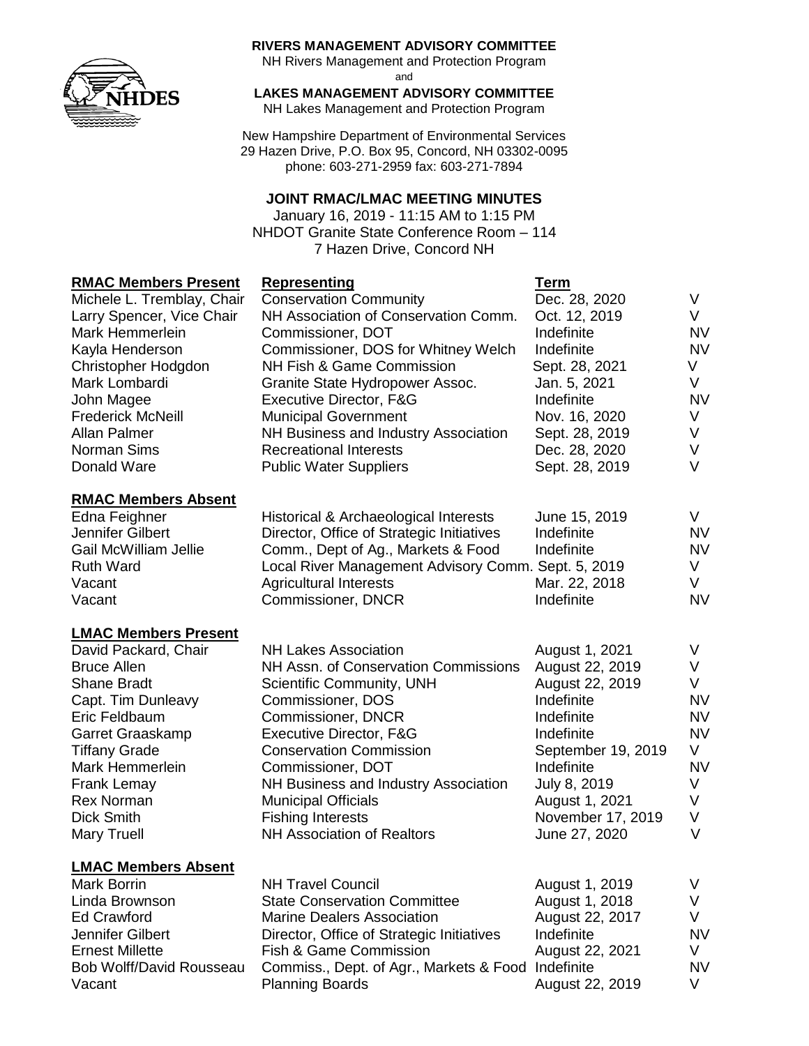**RIVERS MANAGEMENT ADVISORY COMMITTEE**
NH Rivers Management and Protection Program
and
**LAKES MANAGEMENT ADVISORY COMMITTEE**
NH Lakes Management and Protection Program

New Hampshire Department of Environmental Services
29 Hazen Drive, P.O. Box 95, Concord, NH 03302-0095
phone: 603-271-2959 fax: 603-271-7894

## JOINT RMAC/LMAC MEETING MINUTES

January 16, 2019 - 11:15 AM to 1:15 PM
NHDOT Granite State Conference Room – 114
7 Hazen Drive, Concord NH

| **RMAC Members Present** | **Representing** | **Term** | |
|---|---|---|---|
| Michele L. Tremblay, Chair | Conservation Community | Dec. 28, 2020 | V |
| Larry Spencer, Vice Chair | NH Association of Conservation Comm. | Oct. 12, 2019 | V |
| Mark Hemmerlein | Commissioner, DOT | Indefinite | NV |
| Kayla Henderson | Commissioner, DOS for Whitney Welch | Indefinite | NV |
| Christopher Hodgdon | NH Fish & Game Commission | Sept. 28, 2021 | V |
| Mark Lombardi | Granite State Hydropower Assoc. | Jan. 5, 2021 | V |
| John Magee | Executive Director, F&G | Indefinite | NV |
| Frederick McNeill | Municipal Government | Nov. 16, 2020 | V |
| Allan Palmer | NH Business and Industry Association | Sept. 28, 2019 | V |
| Norman Sims | Recreational Interests | Dec. 28, 2020 | V |
| Donald Ware | Public Water Suppliers | Sept. 28, 2019 | V |

| **RMAC Members Absent** | | | |
|---|---|---|---|
| Edna Feighner | Historical & Archaeological Interests | June 15, 2019 | V |
| Jennifer Gilbert | Director, Office of Strategic Initiatives | Indefinite | NV |
| Gail McWilliam Jellie | Comm., Dept of Ag., Markets & Food | Indefinite | NV |
| Ruth Ward | Local River Management Advisory Comm. | Sept. 5, 2019 | V |
| Vacant | Agricultural Interests | Mar. 22, 2018 | V |
| Vacant | Commissioner, DNCR | Indefinite | NV |

| **LMAC Members Present** | | | |
|---|---|---|---|
| David Packard, Chair | NH Lakes Association | August 1, 2021 | V |
| Bruce Allen | NH Assn. of Conservation Commissions | August 22, 2019 | V |
| Shane Bradt | Scientific Community, UNH | August 22, 2019 | V |
| Capt. Tim Dunleavy | Commissioner, DOS | Indefinite | NV |
| Eric Feldbaum | Commissioner, DNCR | Indefinite | NV |
| Garret Graaskamp | Executive Director, F&G | Indefinite | NV |
| Tiffany Grade | Conservation Commission | September 19, 2019 | V |
| Mark Hemmerlein | Commissioner, DOT | Indefinite | NV |
| Frank Lemay | NH Business and Industry Association | July 8, 2019 | V |
| Rex Norman | Municipal Officials | August 1, 2021 | V |
| Dick Smith | Fishing Interests | November 17, 2019 | V |
| Mary Truell | NH Association of Realtors | June 27, 2020 | V |

| **LMAC Members Absent** | | | |
|---|---|---|---|
| Mark Borrin | NH Travel Council | August 1, 2019 | V |
| Linda Brownson | State Conservation Committee | August 1, 2018 | V |
| Ed Crawford | Marine Dealers Association | August 22, 2017 | V |
| Jennifer Gilbert | Director, Office of Strategic Initiatives | Indefinite | NV |
| Ernest Millette | Fish & Game Commission | August 22, 2021 | V |
| Bob Wolff/David Rousseau | Commiss., Dept. of Agr., Markets & Food | Indefinite | NV |
| Vacant | Planning Boards | August 22, 2019 | V |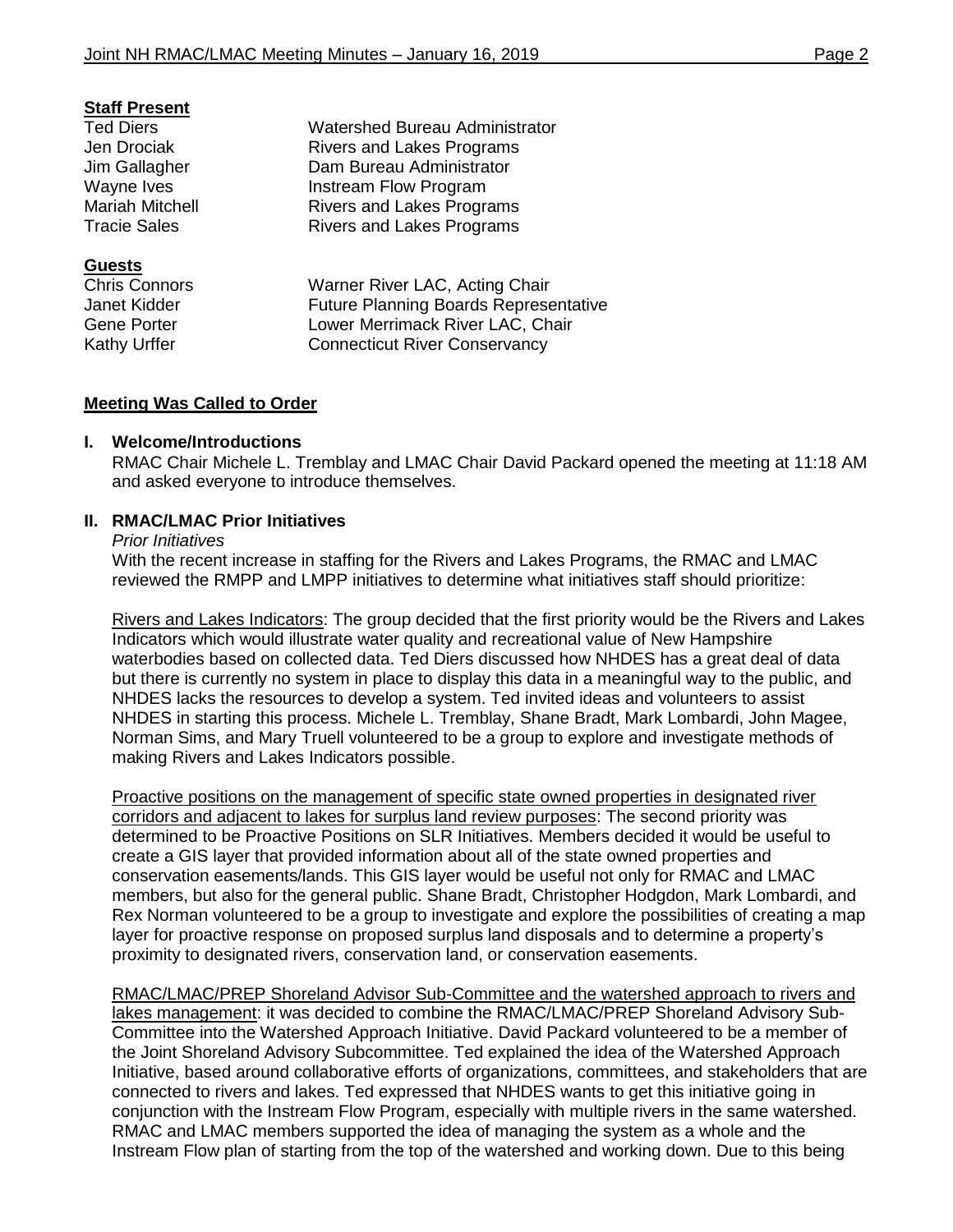**Staff Present**

| | |
|---|---|
| Ted Diers | Watershed Bureau Administrator |
| Jen Drociak | Rivers and Lakes Programs |
| Jim Gallagher | Dam Bureau Administrator |
| Wayne Ives | Instream Flow Program |
| Mariah Mitchell | Rivers and Lakes Programs |
| Tracie Sales | Rivers and Lakes Programs |

**Guests**

| | |
|---|---|
| Chris Connors | Warner River LAC, Acting Chair |
| Janet Kidder | Future Planning Boards Representative |
| Gene Porter | Lower Merrimack River LAC, Chair |
| Kathy Urffer | Connecticut River Conservancy |

**Meeting Was Called to Order**

**I. Welcome/Introductions**

RMAC Chair Michele L. Tremblay and LMAC Chair David Packard opened the meeting at 11:18 AM and asked everyone to introduce themselves.

**II. RMAC/LMAC Prior Initiatives**

*Prior Initiatives*

With the recent increase in staffing for the Rivers and Lakes Programs, the RMAC and LMAC reviewed the RMPP and LMPP initiatives to determine what initiatives staff should prioritize:

Rivers and Lakes Indicators: The group decided that the first priority would be the Rivers and Lakes Indicators which would illustrate water quality and recreational value of New Hampshire waterbodies based on collected data. Ted Diers discussed how NHDES has a great deal of data but there is currently no system in place to display this data in a meaningful way to the public, and NHDES lacks the resources to develop a system. Ted invited ideas and volunteers to assist NHDES in starting this process. Michele L. Tremblay, Shane Bradt, Mark Lombardi, John Magee, Norman Sims, and Mary Truell volunteered to be a group to explore and investigate methods of making Rivers and Lakes Indicators possible.

Proactive positions on the management of specific state owned properties in designated river corridors and adjacent to lakes for surplus land review purposes: The second priority was determined to be Proactive Positions on SLR Initiatives. Members decided it would be useful to create a GIS layer that provided information about all of the state owned properties and conservation easements/lands. This GIS layer would be useful not only for RMAC and LMAC members, but also for the general public. Shane Bradt, Christopher Hodgdon, Mark Lombardi, and Rex Norman volunteered to be a group to investigate and explore the possibilities of creating a map layer for proactive response on proposed surplus land disposals and to determine a property's proximity to designated rivers, conservation land, or conservation easements.

RMAC/LMAC/PREP Shoreland Advisor Sub-Committee and the watershed approach to rivers and lakes management: it was decided to combine the RMAC/LMAC/PREP Shoreland Advisory Sub-Committee into the Watershed Approach Initiative. David Packard volunteered to be a member of the Joint Shoreland Advisory Subcommittee. Ted explained the idea of the Watershed Approach Initiative, based around collaborative efforts of organizations, committees, and stakeholders that are connected to rivers and lakes. Ted expressed that NHDES wants to get this initiative going in conjunction with the Instream Flow Program, especially with multiple rivers in the same watershed. RMAC and LMAC members supported the idea of managing the system as a whole and the Instream Flow plan of starting from the top of the watershed and working down. Due to this being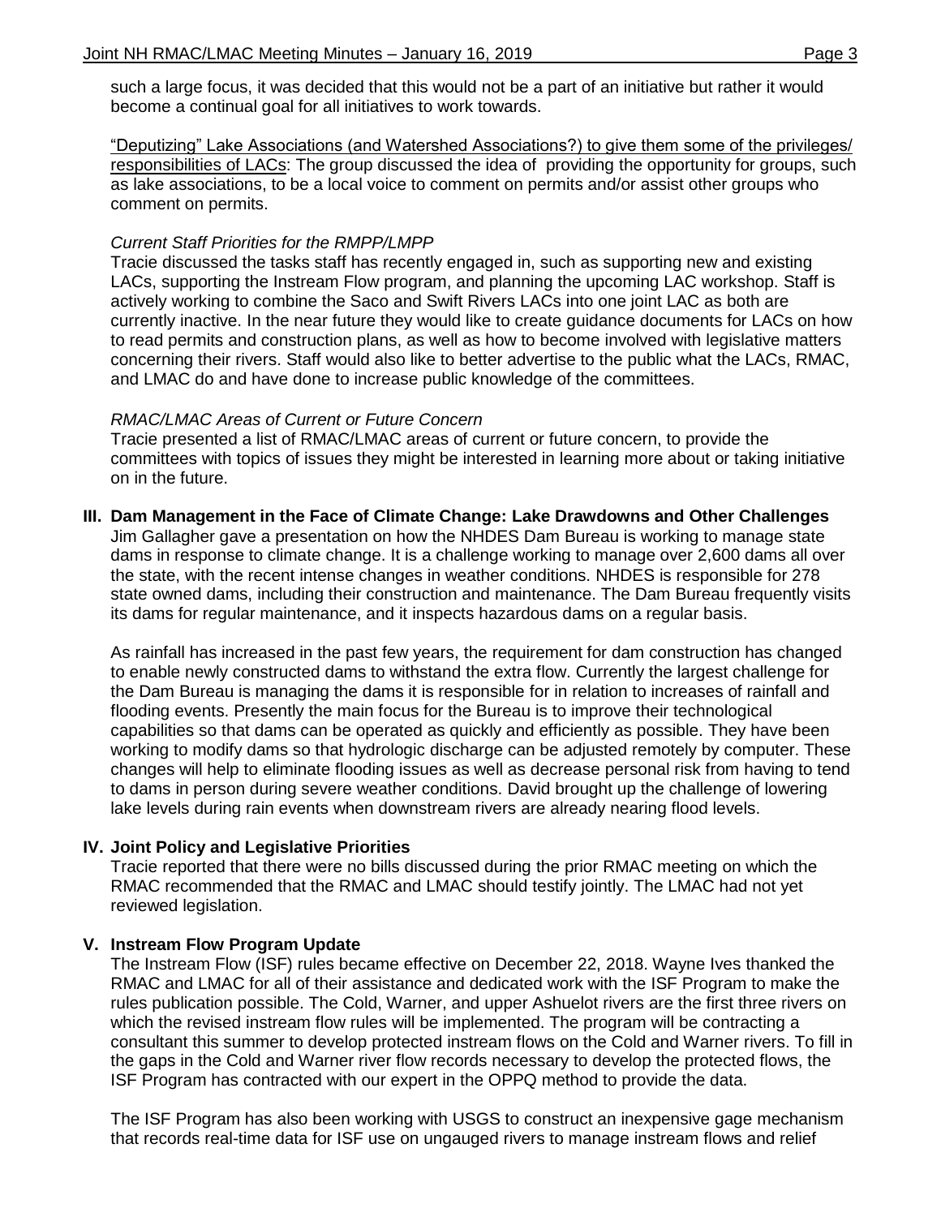such a large focus, it was decided that this would not be a part of an initiative but rather it would become a continual goal for all initiatives to work towards.

<u>"Deputizing" Lake Associations (and Watershed Associations?) to give them some of the privileges/ responsibilities of LACs</u>: The group discussed the idea of providing the opportunity for groups, such as lake associations, to be a local voice to comment on permits and/or assist other groups who comment on permits.

*Current Staff Priorities for the RMPP/LMPP*

Tracie discussed the tasks staff has recently engaged in, such as supporting new and existing LACs, supporting the Instream Flow program, and planning the upcoming LAC workshop. Staff is actively working to combine the Saco and Swift Rivers LACs into one joint LAC as both are currently inactive. In the near future they would like to create guidance documents for LACs on how to read permits and construction plans, as well as how to become involved with legislative matters concerning their rivers. Staff would also like to better advertise to the public what the LACs, RMAC, and LMAC do and have done to increase public knowledge of the committees.

*RMAC/LMAC Areas of Current or Future Concern*

Tracie presented a list of RMAC/LMAC areas of current or future concern, to provide the committees with topics of issues they might be interested in learning more about or taking initiative on in the future.

## III. Dam Management in the Face of Climate Change: Lake Drawdowns and Other Challenges

Jim Gallagher gave a presentation on how the NHDES Dam Bureau is working to manage state dams in response to climate change. It is a challenge working to manage over 2,600 dams all over the state, with the recent intense changes in weather conditions. NHDES is responsible for 278 state owned dams, including their construction and maintenance. The Dam Bureau frequently visits its dams for regular maintenance, and it inspects hazardous dams on a regular basis.

As rainfall has increased in the past few years, the requirement for dam construction has changed to enable newly constructed dams to withstand the extra flow. Currently the largest challenge for the Dam Bureau is managing the dams it is responsible for in relation to increases of rainfall and flooding events. Presently the main focus for the Bureau is to improve their technological capabilities so that dams can be operated as quickly and efficiently as possible. They have been working to modify dams so that hydrologic discharge can be adjusted remotely by computer. These changes will help to eliminate flooding issues as well as decrease personal risk from having to tend to dams in person during severe weather conditions. David brought up the challenge of lowering lake levels during rain events when downstream rivers are already nearing flood levels.

## IV. Joint Policy and Legislative Priorities

Tracie reported that there were no bills discussed during the prior RMAC meeting on which the RMAC recommended that the RMAC and LMAC should testify jointly. The LMAC had not yet reviewed legislation.

## V. Instream Flow Program Update

The Instream Flow (ISF) rules became effective on December 22, 2018. Wayne Ives thanked the RMAC and LMAC for all of their assistance and dedicated work with the ISF Program to make the rules publication possible. The Cold, Warner, and upper Ashuelot rivers are the first three rivers on which the revised instream flow rules will be implemented. The program will be contracting a consultant this summer to develop protected instream flows on the Cold and Warner rivers. To fill in the gaps in the Cold and Warner river flow records necessary to develop the protected flows, the ISF Program has contracted with our expert in the OPPQ method to provide the data.

The ISF Program has also been working with USGS to construct an inexpensive gage mechanism that records real-time data for ISF use on ungauged rivers to manage instream flows and relief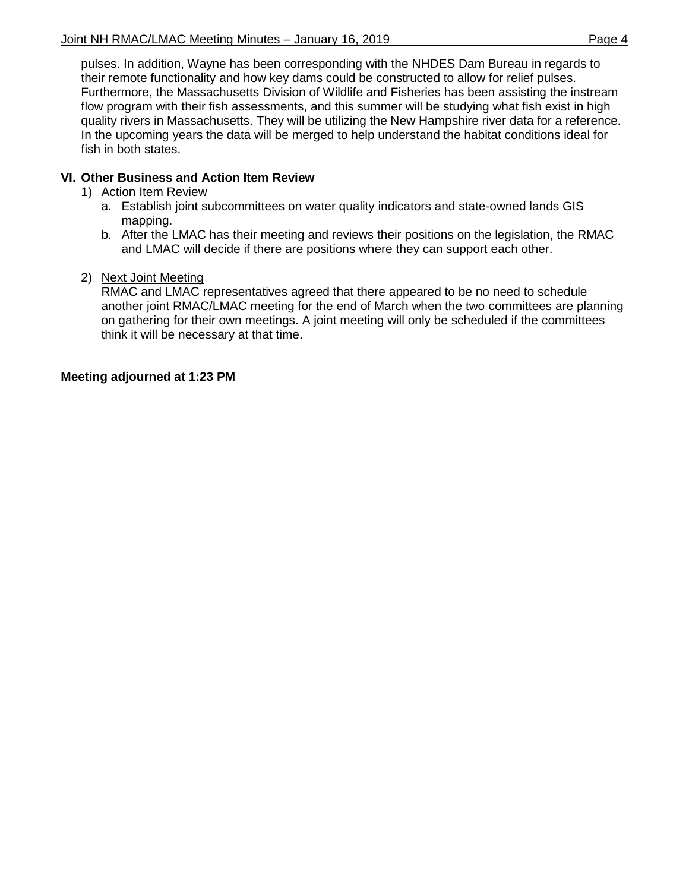pulses. In addition, Wayne has been corresponding with the NHDES Dam Bureau in regards to their remote functionality and how key dams could be constructed to allow for relief pulses. Furthermore, the Massachusetts Division of Wildlife and Fisheries has been assisting the instream flow program with their fish assessments, and this summer will be studying what fish exist in high quality rivers in Massachusetts. They will be utilizing the New Hampshire river data for a reference. In the upcoming years the data will be merged to help understand the habitat conditions ideal for fish in both states.

## VI. Other Business and Action Item Review

1) Action Item Review
   a. Establish joint subcommittees on water quality indicators and state-owned lands GIS mapping.
   b. After the LMAC has their meeting and reviews their positions on the legislation, the RMAC and LMAC will decide if there are positions where they can support each other.

2) Next Joint Meeting

   RMAC and LMAC representatives agreed that there appeared to be no need to schedule another joint RMAC/LMAC meeting for the end of March when the two committees are planning on gathering for their own meetings. A joint meeting will only be scheduled if the committees think it will be necessary at that time.

**Meeting adjourned at 1:23 PM**